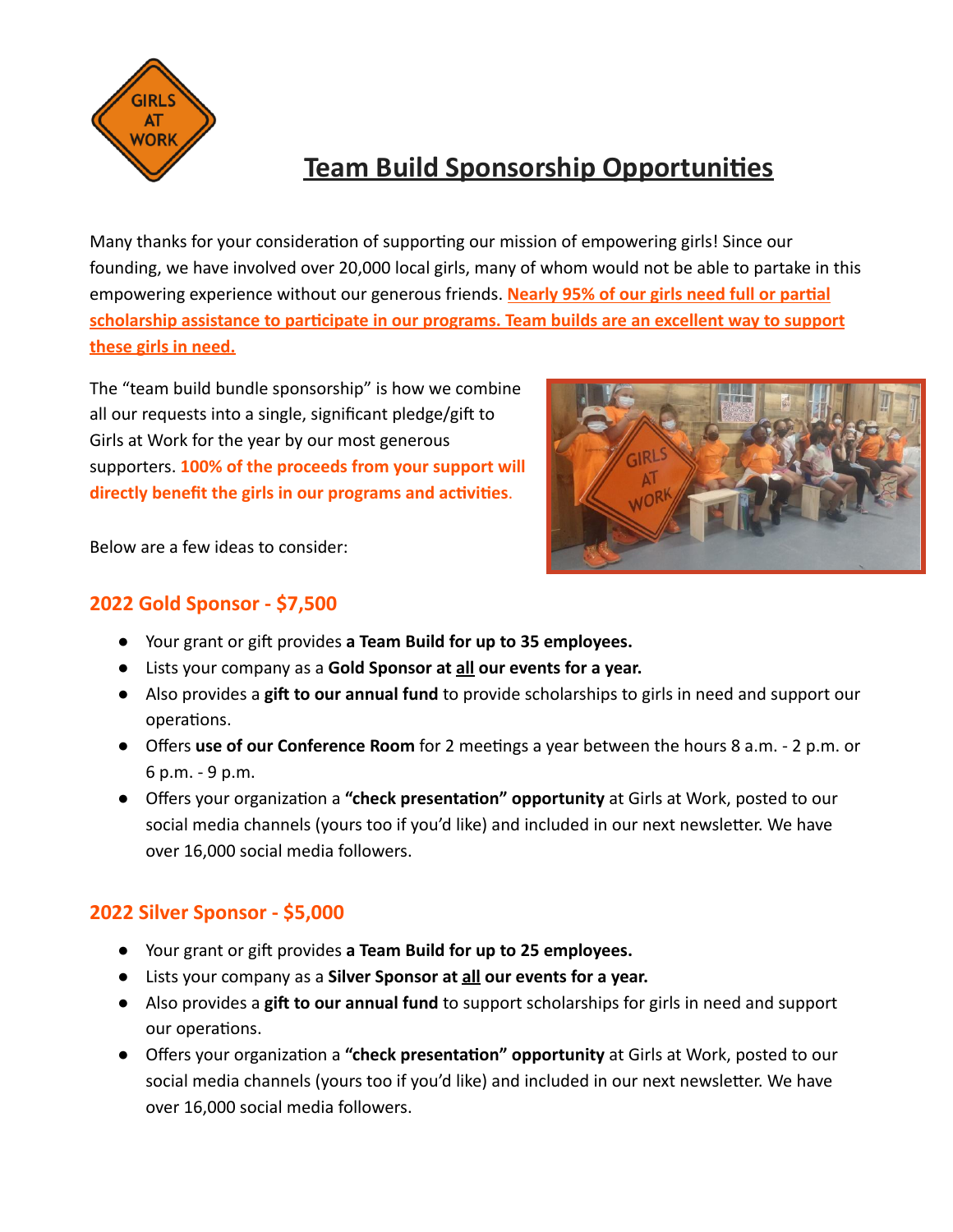# Team Build Sponsorship Opportunities

Many thanks for your consideration of supporting our mission of empowering girls! Since our founding, we have involved over 20,000 local girls, many of whom would not be able to partake in this empowering experience without our generous friends. **Nearly 95% of our girls need full or partial scholarship assistance to participate in our programs. Team builds are an excellent way to support these girls in need.**

The "team build bundle sponsorship" is how we combine all our requests into a single, significant pledge/gift to Girls at Work for the year by our most generous supporters. **100% of the proceeds from your support will directly benefit the girls in our programs and activities.**

Below are a few ideas to consider:

## 2022 Gold Sponsor - $7,500

- Your grant or gift provides **a Team Build for up to 35 employees.**
- Lists your company as a **Gold Sponsor at all our events for a year.**
- Also provides a **gift to our annual fund** to provide scholarships to girls in need and support our operations.
- Offers **use of our Conference Room** for 2 meetings a year between the hours 8 a.m. - 2 p.m. or 6 p.m. - 9 p.m.
- Offers your organization a **"check presentation" opportunity** at Girls at Work, posted to our social media channels (yours too if you'd like) and included in our next newsletter. We have over 16,000 social media followers.

## 2022 Silver Sponsor - $5,000

- Your grant or gift provides **a Team Build for up to 25 employees.**
- Lists your company as a **Silver Sponsor at all our events for a year.**
- Also provides a **gift to our annual fund** to support scholarships for girls in need and support our operations.
- Offers your organization a **"check presentation" opportunity** at Girls at Work, posted to our social media channels (yours too if you'd like) and included in our next newsletter. We have over 16,000 social media followers.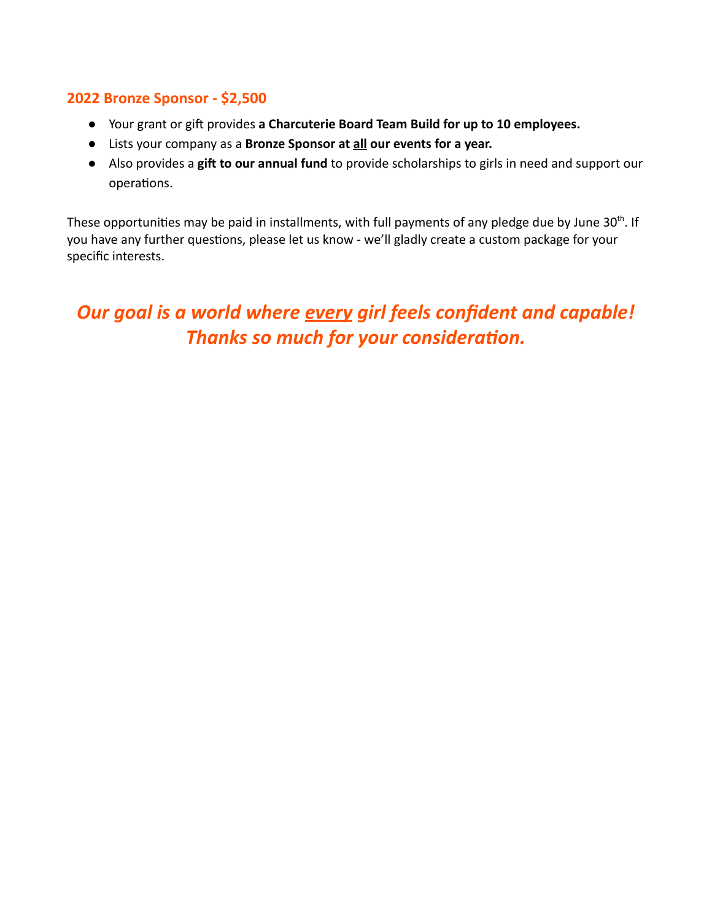### 2022 Bronze Sponsor - $2,500

- Your grant or gift provides **a Charcuterie Board Team Build for up to 10 employees.**
- Lists your company as a **Bronze Sponsor at <u>all</u> our events for a year.**
- Also provides a **gift to our annual fund** to provide scholarships to girls in need and support our operations.

These opportunities may be paid in installments, with full payments of any pledge due by June 30th. If you have any further questions, please let us know - we'll gladly create a custom package for your specific interests.

***Our goal is a world where <u>every</u> girl feels confident and capable!***
***Thanks so much for your consideration.***